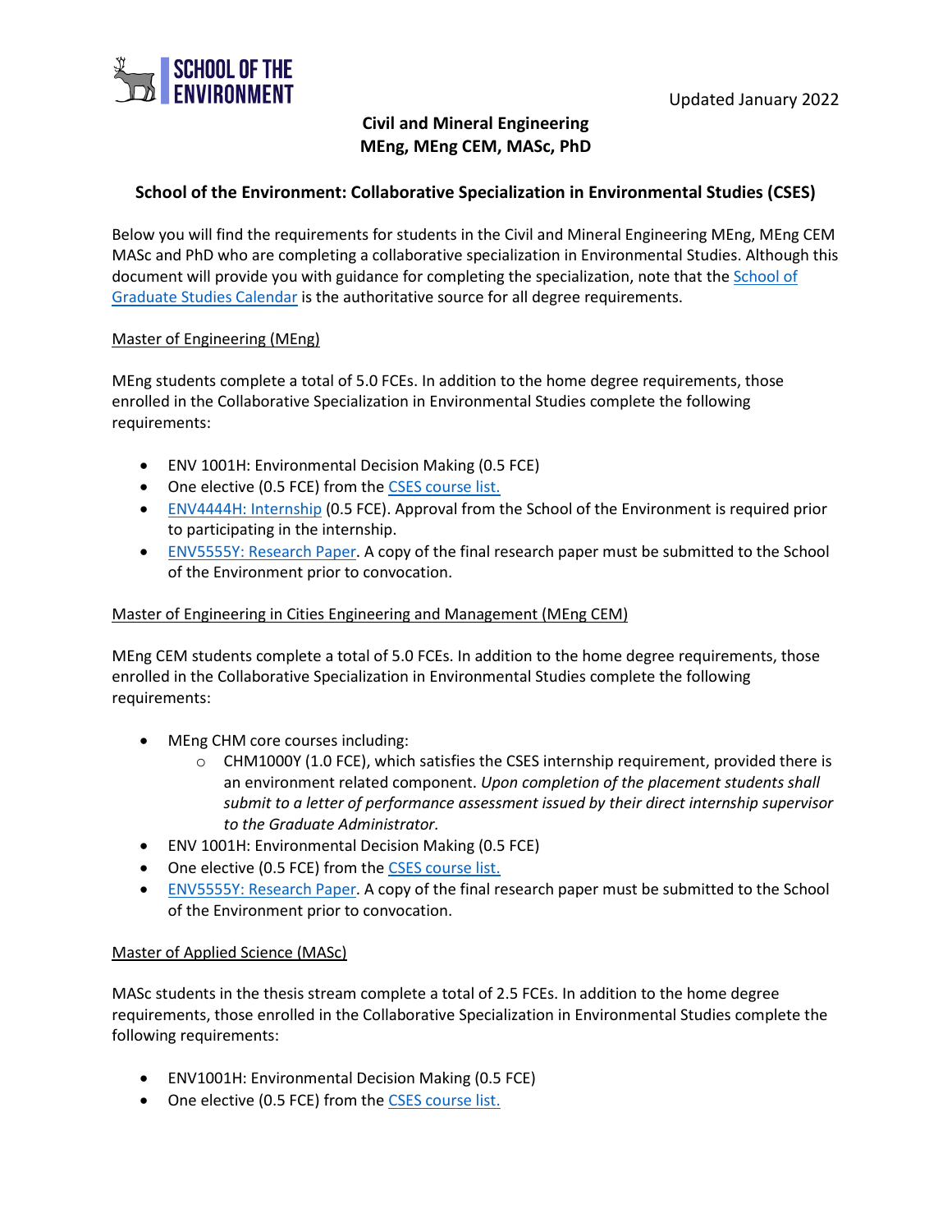SCHOOL OF THE ENVIRONMENT

Updated January 2022

# Civil and Mineral Engineering
# MEng, MEng CEM, MASc, PhD

## School of the Environment: Collaborative Specialization in Environmental Studies (CSES)

Below you will find the requirements for students in the Civil and Mineral Engineering MEng, MEng CEM MASc and PhD who are completing a collaborative specialization in Environmental Studies. Although this document will provide you with guidance for completing the specialization, note that the School of Graduate Studies Calendar is the authoritative source for all degree requirements.

### Master of Engineering (MEng)

MEng students complete a total of 5.0 FCEs. In addition to the home degree requirements, those enrolled in the Collaborative Specialization in Environmental Studies complete the following requirements:

- ENV 1001H: Environmental Decision Making (0.5 FCE)
- One elective (0.5 FCE) from the CSES course list.
- ENV4444H: Internship (0.5 FCE). Approval from the School of the Environment is required prior to participating in the internship.
- ENV5555Y: Research Paper. A copy of the final research paper must be submitted to the School of the Environment prior to convocation.

### Master of Engineering in Cities Engineering and Management (MEng CEM)

MEng CEM students complete a total of 5.0 FCEs. In addition to the home degree requirements, those enrolled in the Collaborative Specialization in Environmental Studies complete the following requirements:

- MEng CHM core courses including:
  - CHM1000Y (1.0 FCE), which satisfies the CSES internship requirement, provided there is an environment related component. *Upon completion of the placement students shall submit to a letter of performance assessment issued by their direct internship supervisor to the Graduate Administrator.*
- ENV 1001H: Environmental Decision Making (0.5 FCE)
- One elective (0.5 FCE) from the CSES course list.
- ENV5555Y: Research Paper. A copy of the final research paper must be submitted to the School of the Environment prior to convocation.

### Master of Applied Science (MASc)

MASc students in the thesis stream complete a total of 2.5 FCEs. In addition to the home degree requirements, those enrolled in the Collaborative Specialization in Environmental Studies complete the following requirements:

- ENV1001H: Environmental Decision Making (0.5 FCE)
- One elective (0.5 FCE) from the CSES course list.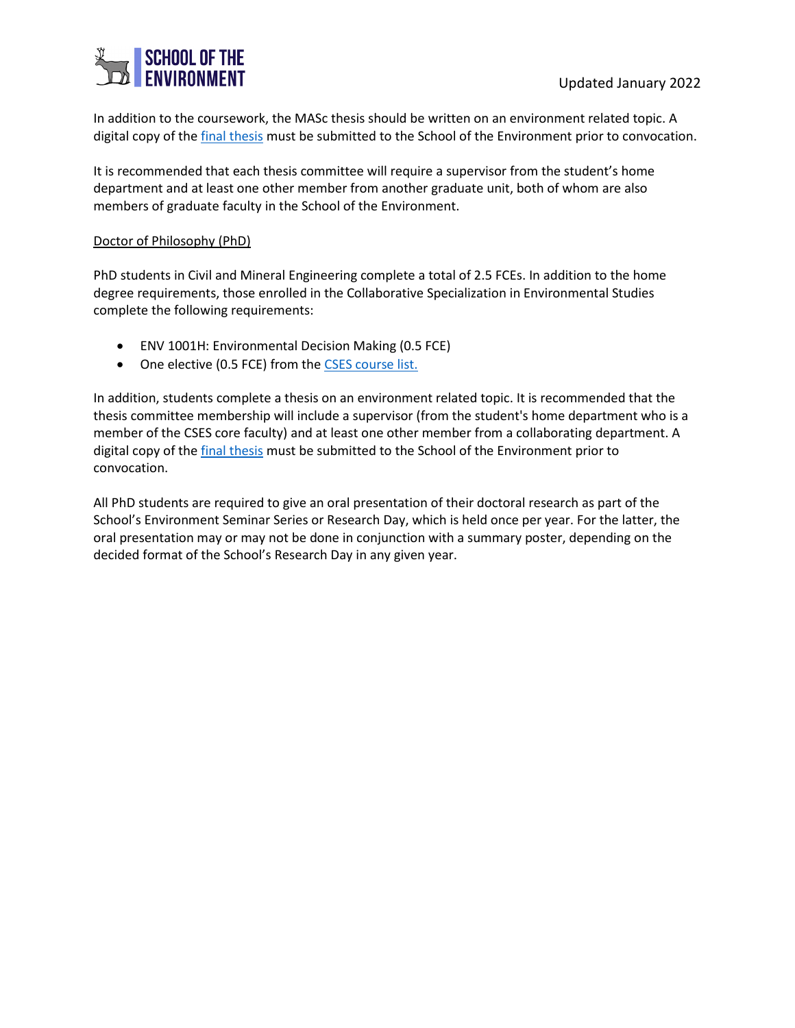In addition to the coursework, the MASc thesis should be written on an environment related topic. A digital copy of the final thesis must be submitted to the School of the Environment prior to convocation.

It is recommended that each thesis committee will require a supervisor from the student's home department and at least one other member from another graduate unit, both of whom are also members of graduate faculty in the School of the Environment.

Doctor of Philosophy (PhD)

PhD students in Civil and Mineral Engineering complete a total of 2.5 FCEs. In addition to the home degree requirements, those enrolled in the Collaborative Specialization in Environmental Studies complete the following requirements:

- ENV 1001H: Environmental Decision Making (0.5 FCE)
- One elective (0.5 FCE) from the CSES course list.

In addition, students complete a thesis on an environment related topic. It is recommended that the thesis committee membership will include a supervisor (from the student's home department who is a member of the CSES core faculty) and at least one other member from a collaborating department. A digital copy of the final thesis must be submitted to the School of the Environment prior to convocation.

All PhD students are required to give an oral presentation of their doctoral research as part of the School's Environment Seminar Series or Research Day, which is held once per year. For the latter, the oral presentation may or may not be done in conjunction with a summary poster, depending on the decided format of the School's Research Day in any given year.